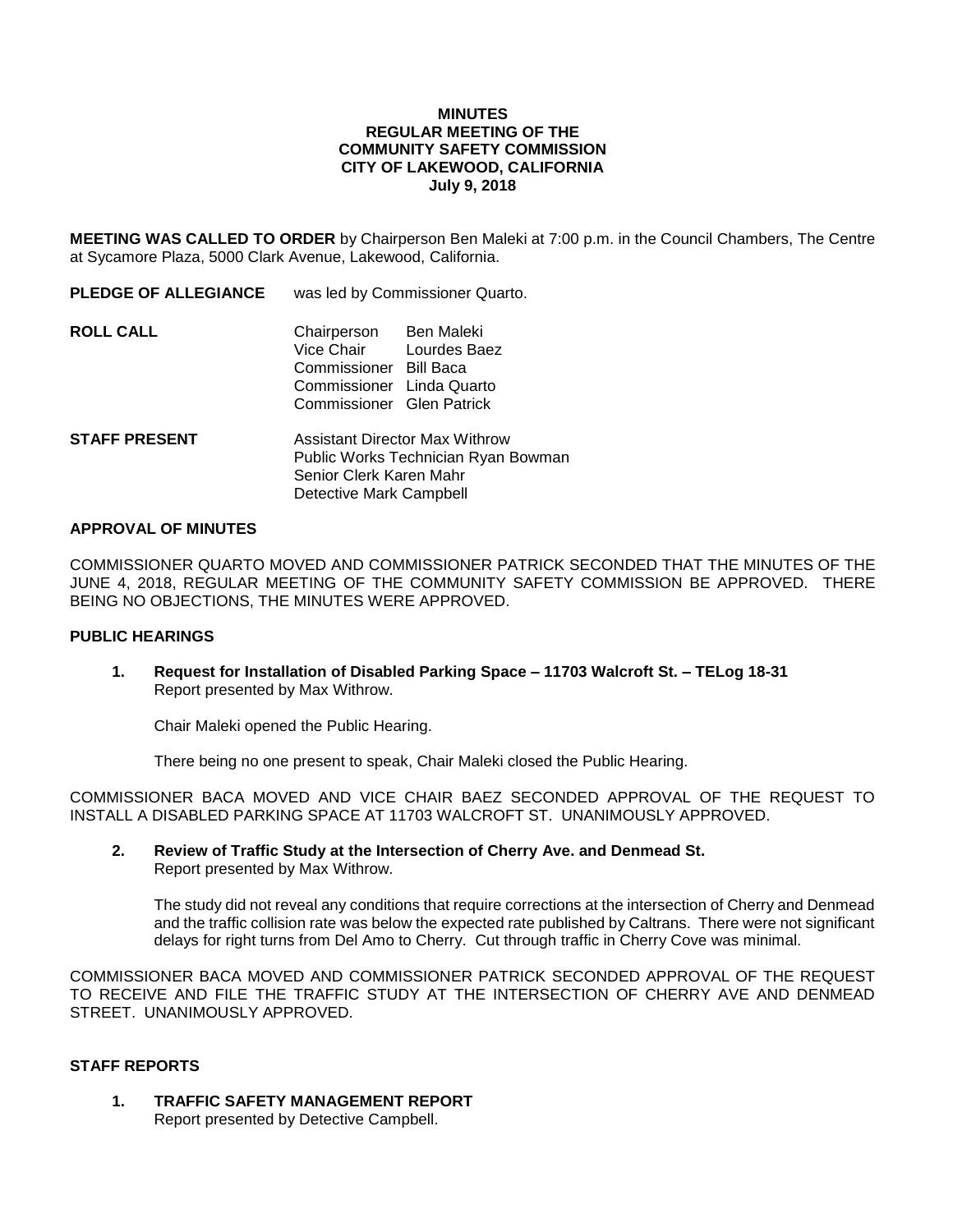**MINUTES**
**REGULAR MEETING OF THE**
**COMMUNITY SAFETY COMMISSION**
**CITY OF LAKEWOOD, CALIFORNIA**
**July 9, 2018**

**MEETING WAS CALLED TO ORDER** by Chairperson Ben Maleki at 7:00 p.m. in the Council Chambers, The Centre at Sycamore Plaza, 5000 Clark Avenue, Lakewood, California.

**PLEDGE OF ALLEGIANCE** was led by Commissioner Quarto.

**ROLL CALL**

| | |
|---|---|
| Chairperson | Ben Maleki |
| Vice Chair | Lourdes Baez |
| Commissioner | Bill Baca |
| Commissioner | Linda Quarto |
| Commissioner | Glen Patrick |

**STAFF PRESENT**

Assistant Director Max Withrow
Public Works Technician Ryan Bowman
Senior Clerk Karen Mahr
Detective Mark Campbell

**APPROVAL OF MINUTES**

COMMISSIONER QUARTO MOVED AND COMMISSIONER PATRICK SECONDED THAT THE MINUTES OF THE JUNE 4, 2018, REGULAR MEETING OF THE COMMUNITY SAFETY COMMISSION BE APPROVED. THERE BEING NO OBJECTIONS, THE MINUTES WERE APPROVED.

**PUBLIC HEARINGS**

1. **Request for Installation of Disabled Parking Space – 11703 Walcroft St. – TELog 18-31**
   Report presented by Max Withrow.

   Chair Maleki opened the Public Hearing.

   There being no one present to speak, Chair Maleki closed the Public Hearing.

COMMISSIONER BACA MOVED AND VICE CHAIR BAEZ SECONDED APPROVAL OF THE REQUEST TO INSTALL A DISABLED PARKING SPACE AT 11703 WALCROFT ST. UNANIMOUSLY APPROVED.

2. **Review of Traffic Study at the Intersection of Cherry Ave. and Denmead St.**
   Report presented by Max Withrow.

   The study did not reveal any conditions that require corrections at the intersection of Cherry and Denmead and the traffic collision rate was below the expected rate published by Caltrans. There were not significant delays for right turns from Del Amo to Cherry. Cut through traffic in Cherry Cove was minimal.

COMMISSIONER BACA MOVED AND COMMISSIONER PATRICK SECONDED APPROVAL OF THE REQUEST TO RECEIVE AND FILE THE TRAFFIC STUDY AT THE INTERSECTION OF CHERRY AVE AND DENMEAD STREET. UNANIMOUSLY APPROVED.

**STAFF REPORTS**

1. **TRAFFIC SAFETY MANAGEMENT REPORT**
   Report presented by Detective Campbell.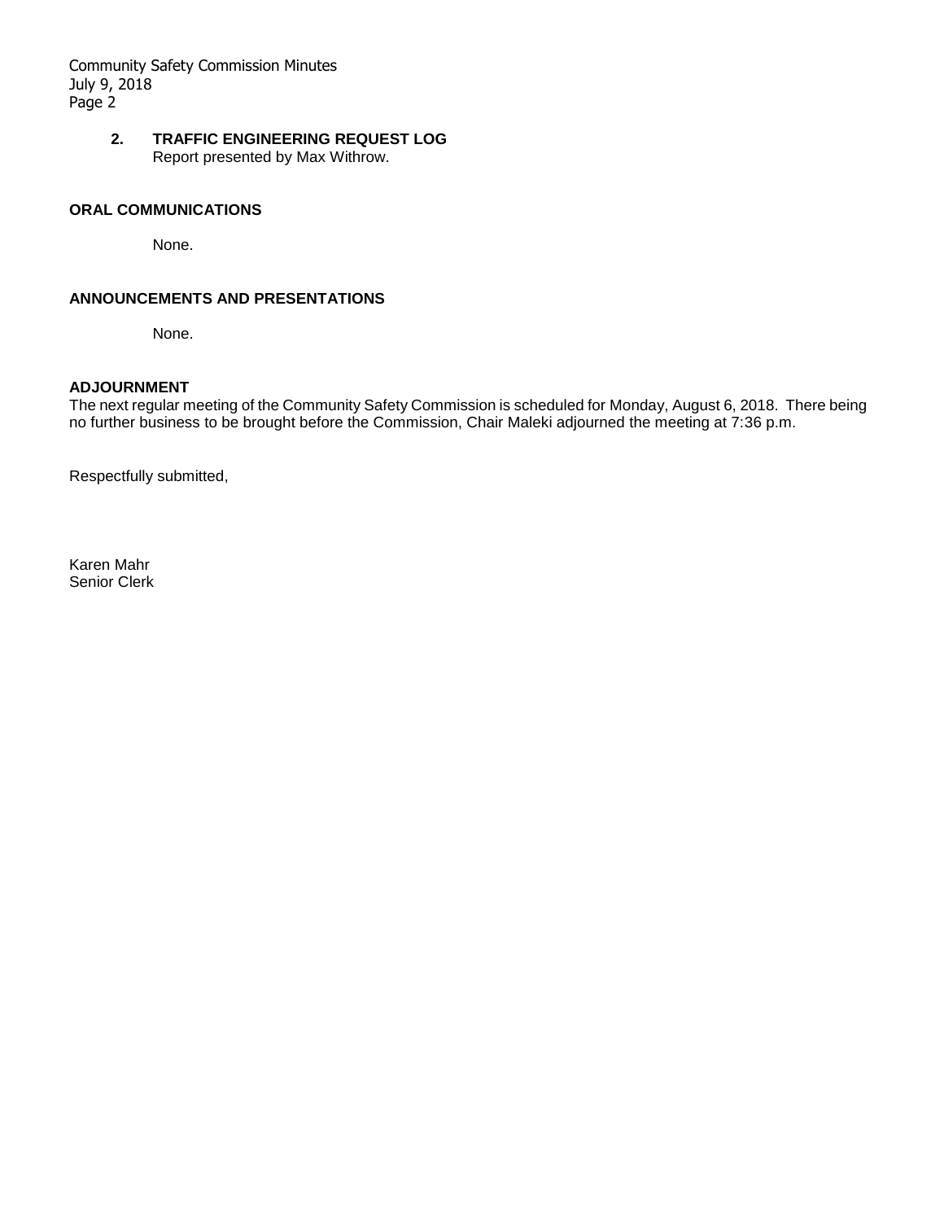**2. TRAFFIC ENGINEERING REQUEST LOG**
Report presented by Max Withrow.

## ORAL COMMUNICATIONS

None.

## ANNOUNCEMENTS AND PRESENTATIONS

None.

## ADJOURNMENT

The next regular meeting of the Community Safety Commission is scheduled for Monday, August 6, 2018. There being no further business to be brought before the Commission, Chair Maleki adjourned the meeting at 7:36 p.m.

Respectfully submitted,

Karen Mahr
Senior Clerk